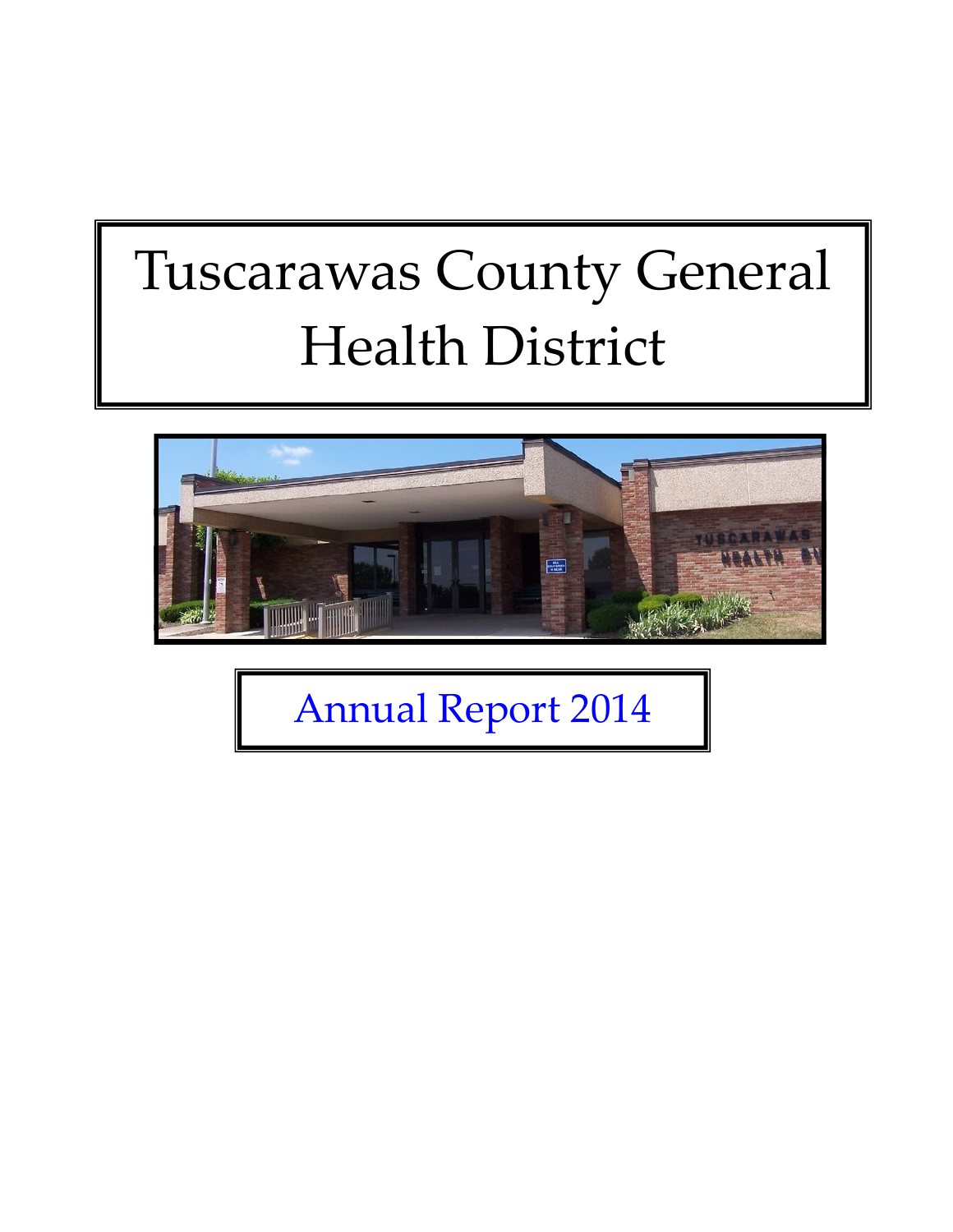# Tuscarawas County General Health District

## Annual Report 2014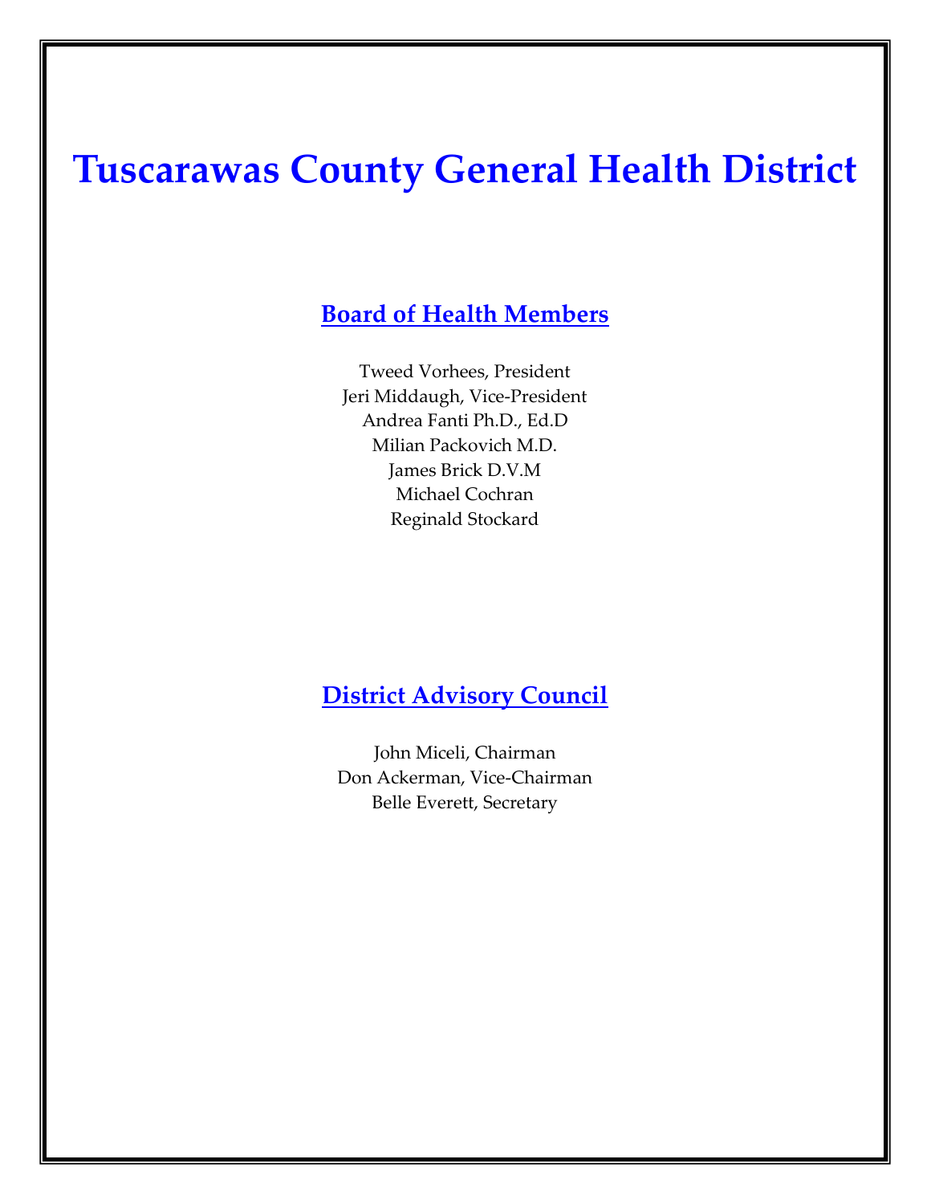# Tuscarawas County General Health District

## Board of Health Members

Tweed Vorhees, President
Jeri Middaugh, Vice-President
Andrea Fanti Ph.D., Ed.D
Milian Packovich M.D.
James Brick D.V.M
Michael Cochran
Reginald Stockard

## District Advisory Council

John Miceli, Chairman
Don Ackerman, Vice-Chairman
Belle Everett, Secretary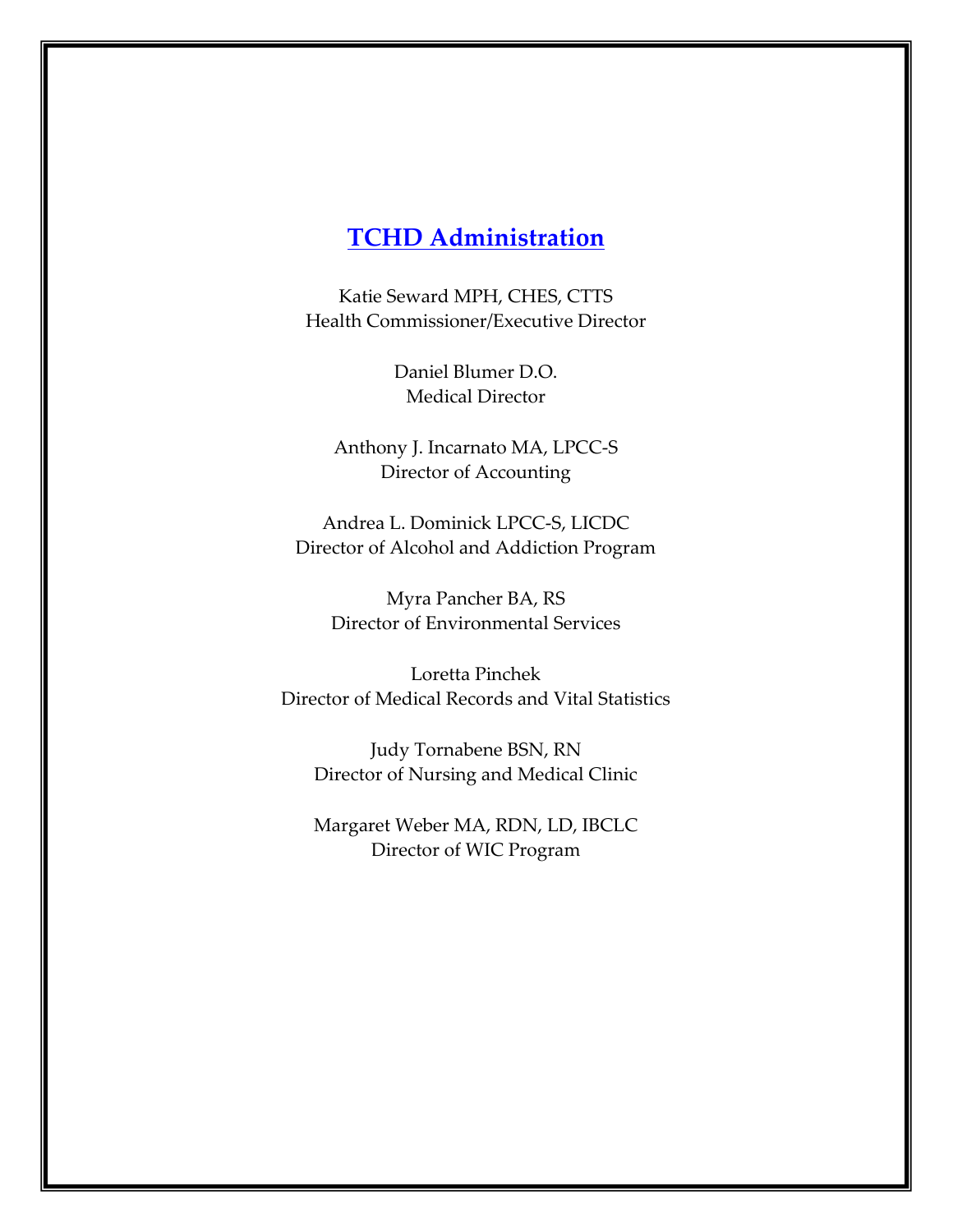## TCHD Administration

Katie Seward MPH, CHES, CTTS
Health Commissioner/Executive Director

Daniel Blumer D.O.
Medical Director

Anthony J. Incarnato MA, LPCC-S
Director of Accounting

Andrea L. Dominick LPCC-S, LICDC
Director of Alcohol and Addiction Program

Myra Pancher BA, RS
Director of Environmental Services

Loretta Pinchek
Director of Medical Records and Vital Statistics

Judy Tornabene BSN, RN
Director of Nursing and Medical Clinic

Margaret Weber MA, RDN, LD, IBCLC
Director of WIC Program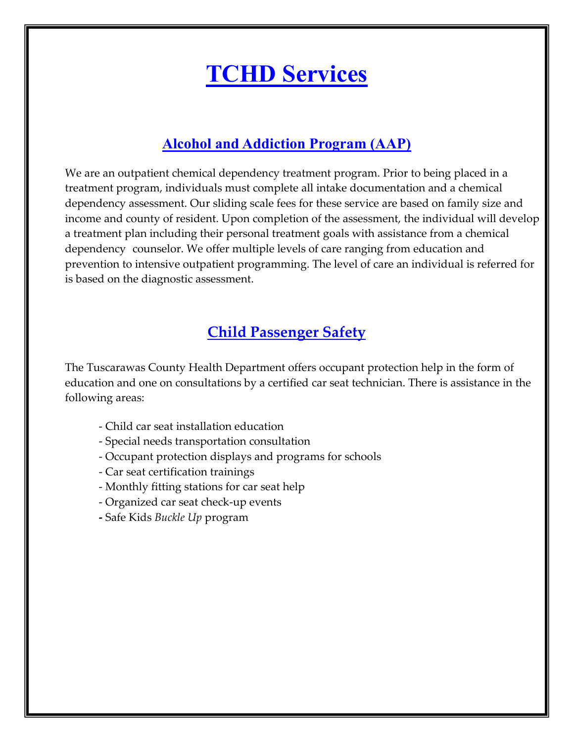# TCHD Services

## Alcohol and Addiction Program (AAP)

We are an outpatient chemical dependency treatment program. Prior to being placed in a treatment program, individuals must complete all intake documentation and a chemical dependency assessment. Our sliding scale fees for these service are based on family size and income and county of resident. Upon completion of the assessment, the individual will develop a treatment plan including their personal treatment goals with assistance from a chemical dependency counselor. We offer multiple levels of care ranging from education and prevention to intensive outpatient programming. The level of care an individual is referred for is based on the diagnostic assessment.

## Child Passenger Safety

The Tuscarawas County Health Department offers occupant protection help in the form of education and one on consultations by a certified car seat technician. There is assistance in the following areas:

- Child car seat installation education
- Special needs transportation consultation
- Occupant protection displays and programs for schools
- Car seat certification trainings
- Monthly fitting stations for car seat help
- Organized car seat check-up events
- Safe Kids *Buckle Up* program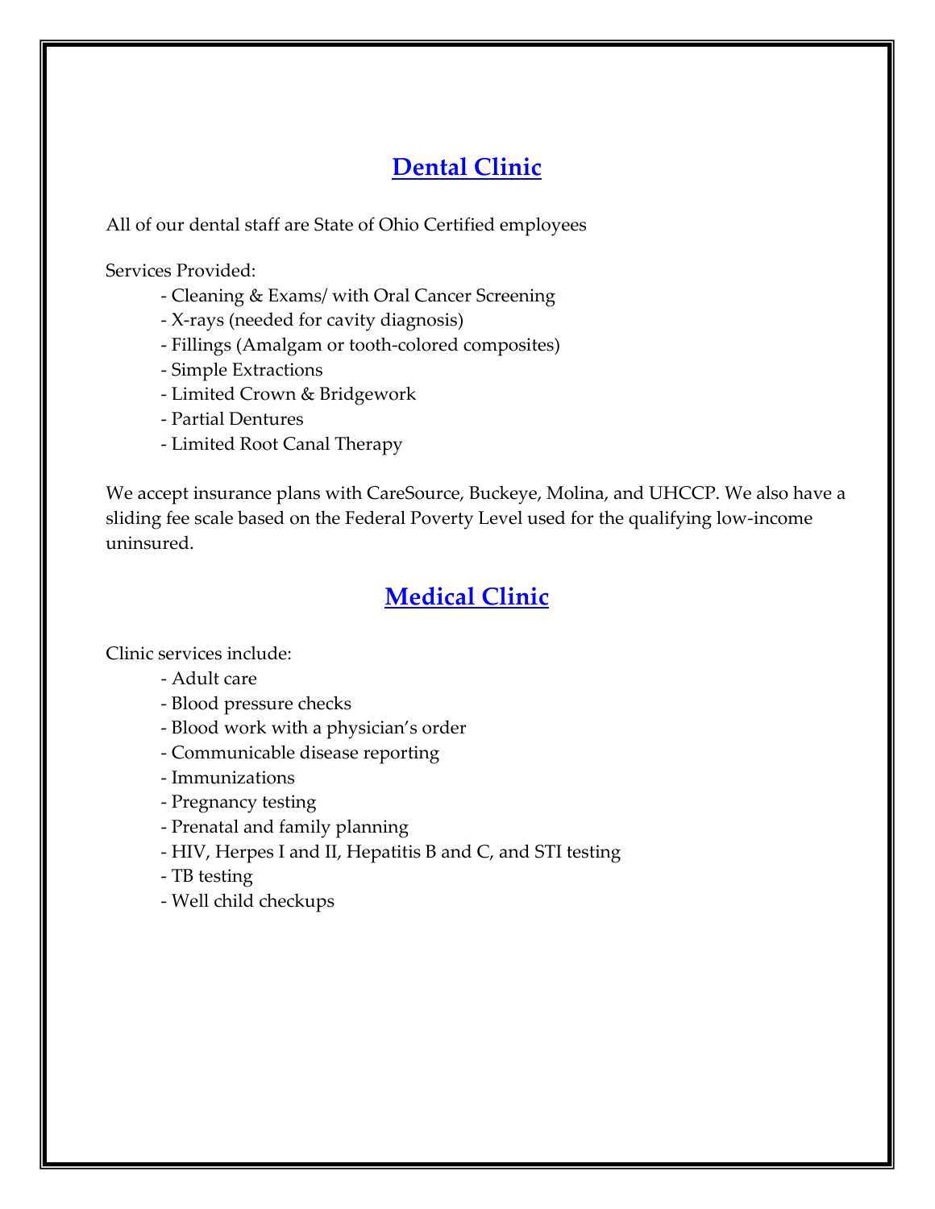## Dental Clinic

All of our dental staff are State of Ohio Certified employees

Services Provided:

- Cleaning & Exams/ with Oral Cancer Screening
- X-rays (needed for cavity diagnosis)
- Fillings (Amalgam or tooth-colored composites)
- Simple Extractions
- Limited Crown & Bridgework
- Partial Dentures
- Limited Root Canal Therapy

We accept insurance plans with CareSource, Buckeye, Molina, and UHCCP. We also have a sliding fee scale based on the Federal Poverty Level used for the qualifying low-income uninsured.

## Medical Clinic

Clinic services include:

- Adult care
- Blood pressure checks
- Blood work with a physician's order
- Communicable disease reporting
- Immunizations
- Pregnancy testing
- Prenatal and family planning
- HIV, Herpes I and II, Hepatitis B and C, and STI testing
- TB testing
- Well child checkups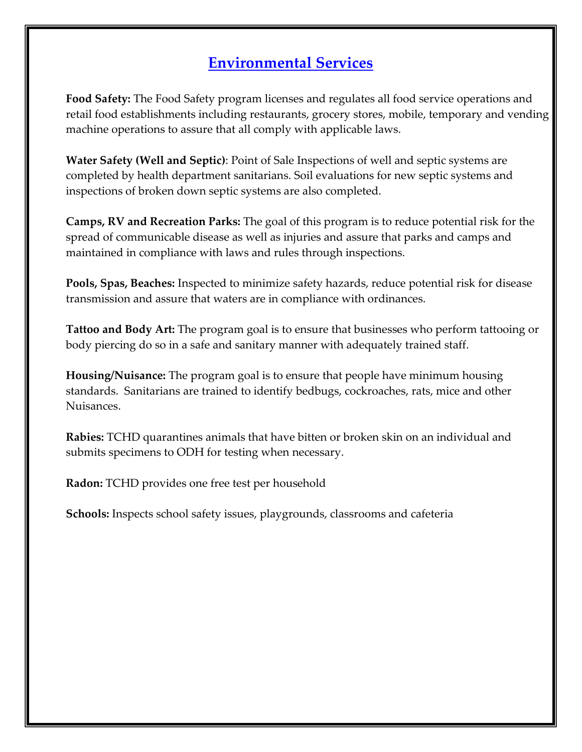# Environmental Services

**Food Safety:** The Food Safety program licenses and regulates all food service operations and retail food establishments including restaurants, grocery stores, mobile, temporary and vending machine operations to assure that all comply with applicable laws.

**Water Safety (Well and Septic)**: Point of Sale Inspections of well and septic systems are completed by health department sanitarians. Soil evaluations for new septic systems and inspections of broken down septic systems are also completed.

**Camps, RV and Recreation Parks:** The goal of this program is to reduce potential risk for the spread of communicable disease as well as injuries and assure that parks and camps and maintained in compliance with laws and rules through inspections.

**Pools, Spas, Beaches:** Inspected to minimize safety hazards, reduce potential risk for disease transmission and assure that waters are in compliance with ordinances.

**Tattoo and Body Art:** The program goal is to ensure that businesses who perform tattooing or body piercing do so in a safe and sanitary manner with adequately trained staff.

**Housing/Nuisance:** The program goal is to ensure that people have minimum housing standards. Sanitarians are trained to identify bedbugs, cockroaches, rats, mice and other Nuisances.

**Rabies:** TCHD quarantines animals that have bitten or broken skin on an individual and submits specimens to ODH for testing when necessary.

**Radon:** TCHD provides one free test per household

**Schools:** Inspects school safety issues, playgrounds, classrooms and cafeteria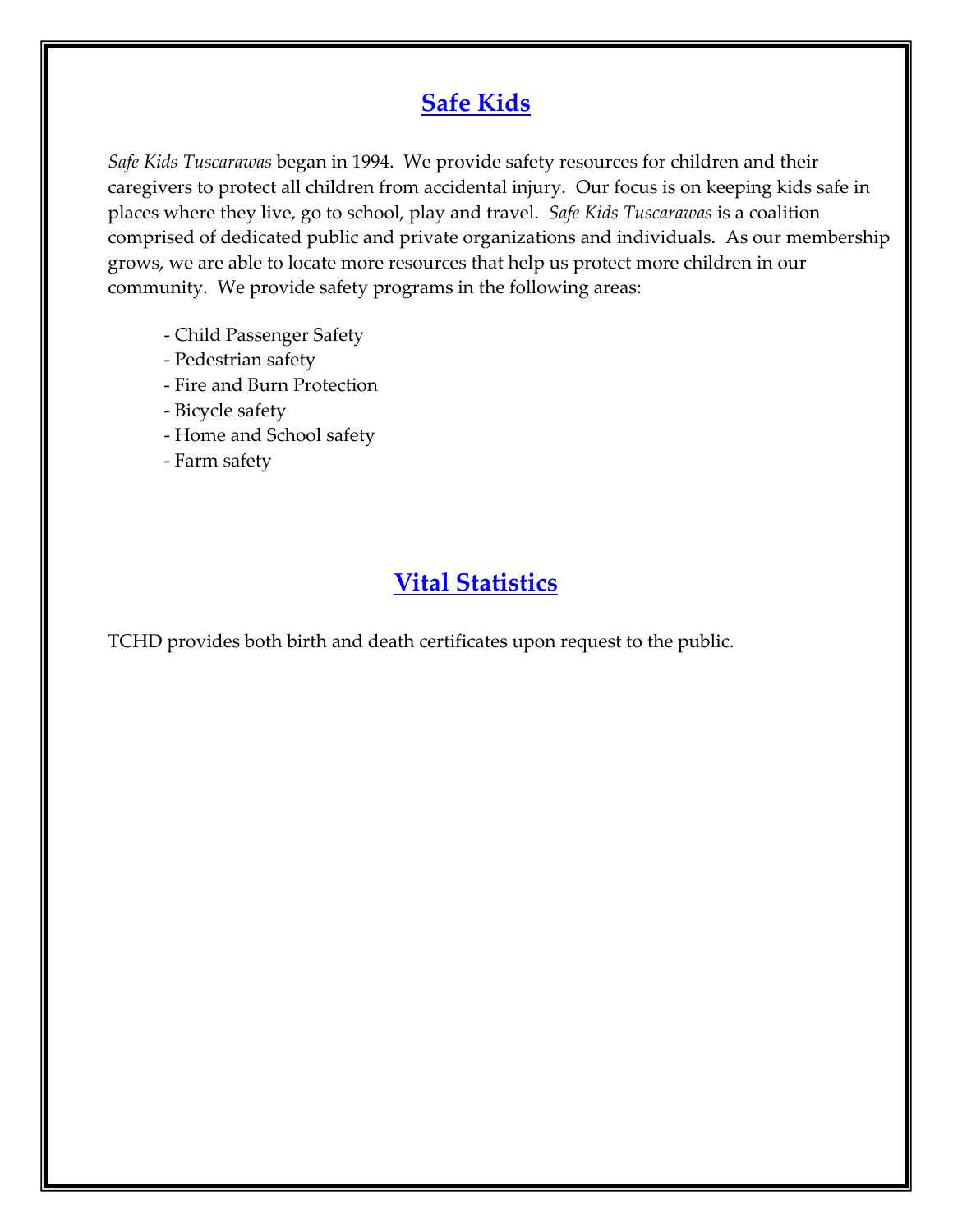## Safe Kids

*Safe Kids Tuscarawas* began in 1994. We provide safety resources for children and their caregivers to protect all children from accidental injury. Our focus is on keeping kids safe in places where they live, go to school, play and travel. *Safe Kids Tuscarawas* is a coalition comprised of dedicated public and private organizations and individuals. As our membership grows, we are able to locate more resources that help us protect more children in our community. We provide safety programs in the following areas:

- Child Passenger Safety
- Pedestrian safety
- Fire and Burn Protection
- Bicycle safety
- Home and School safety
- Farm safety

## Vital Statistics

TCHD provides both birth and death certificates upon request to the public.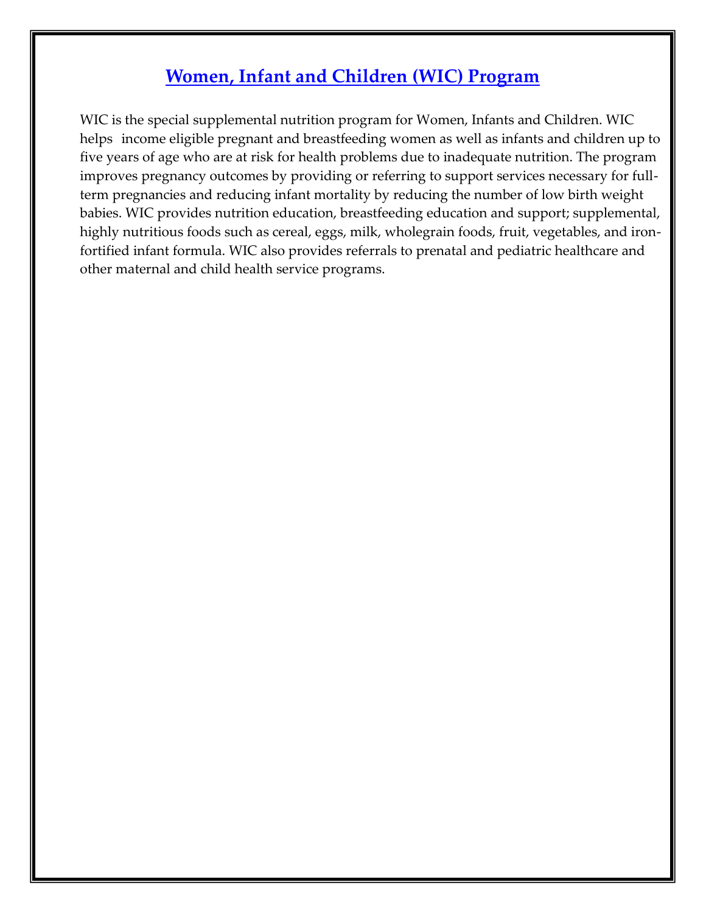# Women, Infant and Children (WIC) Program

WIC is the special supplemental nutrition program for Women, Infants and Children. WIC helps income eligible pregnant and breastfeeding women as well as infants and children up to five years of age who are at risk for health problems due to inadequate nutrition. The program improves pregnancy outcomes by providing or referring to support services necessary for full-term pregnancies and reducing infant mortality by reducing the number of low birth weight babies. WIC provides nutrition education, breastfeeding education and support; supplemental, highly nutritious foods such as cereal, eggs, milk, wholegrain foods, fruit, vegetables, and iron-fortified infant formula. WIC also provides referrals to prenatal and pediatric healthcare and other maternal and child health service programs.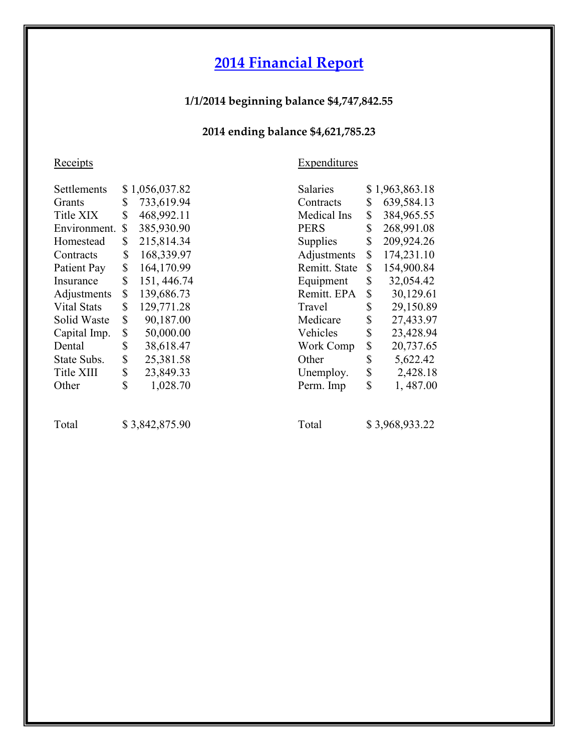# 2014 Financial Report

**1/1/2014 beginning balance $4,747,842.55**

**2014 ending balance $4,621,785.23**

| Receipts | | Expenditures | |
|---|---|---|---|
| Settlements | $ 1,056,037.82 | Salaries | $ 1,963,863.18 |
| Grants | $ 733,619.94 | Contracts | $ 639,584.13 |
| Title XIX | $ 468,992.11 | Medical Ins | $ 384,965.55 |
| Environment. | $ 385,930.90 | PERS | $ 268,991.08 |
| Homestead | $ 215,814.34 | Supplies | $ 209,924.26 |
| Contracts | $ 168,339.97 | Adjustments | $ 174,231.10 |
| Patient Pay | $ 164,170.99 | Remitt. State | $ 154,900.84 |
| Insurance | $ 151, 446.74 | Equipment | $ 32,054.42 |
| Adjustments | $ 139,686.73 | Remitt. EPA | $ 30,129.61 |
| Vital Stats | $ 129,771.28 | Travel | $ 29,150.89 |
| Solid Waste | $ 90,187.00 | Medicare | $ 27,433.97 |
| Capital Imp. | $ 50,000.00 | Vehicles | $ 23,428.94 |
| Dental | $ 38,618.47 | Work Comp | $ 20,737.65 |
| State Subs. | $ 25,381.58 | Other | $ 5,622.42 |
| Title XIII | $ 23,849.33 | Unemploy. | $ 2,428.18 |
| Other | $ 1,028.70 | Perm. Imp | $ 1, 487.00 |
| Total | $ 3,842,875.90 | Total | $ 3,968,933.22 |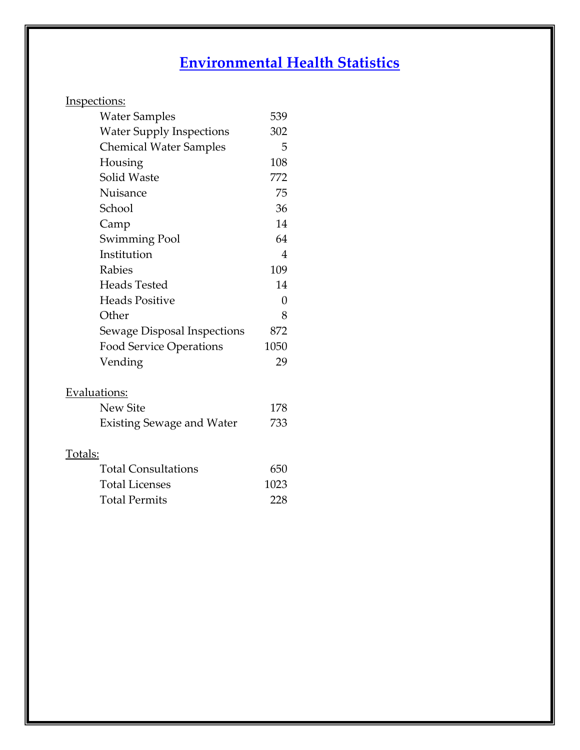# Environmental Health Statistics

**Inspections:**

| Item | Count |
|---|---|
| Water Samples | 539 |
| Water Supply Inspections | 302 |
| Chemical Water Samples | 5 |
| Housing | 108 |
| Solid Waste | 772 |
| Nuisance | 75 |
| School | 36 |
| Camp | 14 |
| Swimming Pool | 64 |
| Institution | 4 |
| Rabies | 109 |
| Heads Tested | 14 |
| Heads Positive | 0 |
| Other | 8 |
| Sewage Disposal Inspections | 872 |
| Food Service Operations | 1050 |
| Vending | 29 |

**Evaluations:**

| Item | Count |
|---|---|
| New Site | 178 |
| Existing Sewage and Water | 733 |

**Totals:**

| Item | Count |
|---|---|
| Total Consultations | 650 |
| Total Licenses | 1023 |
| Total Permits | 228 |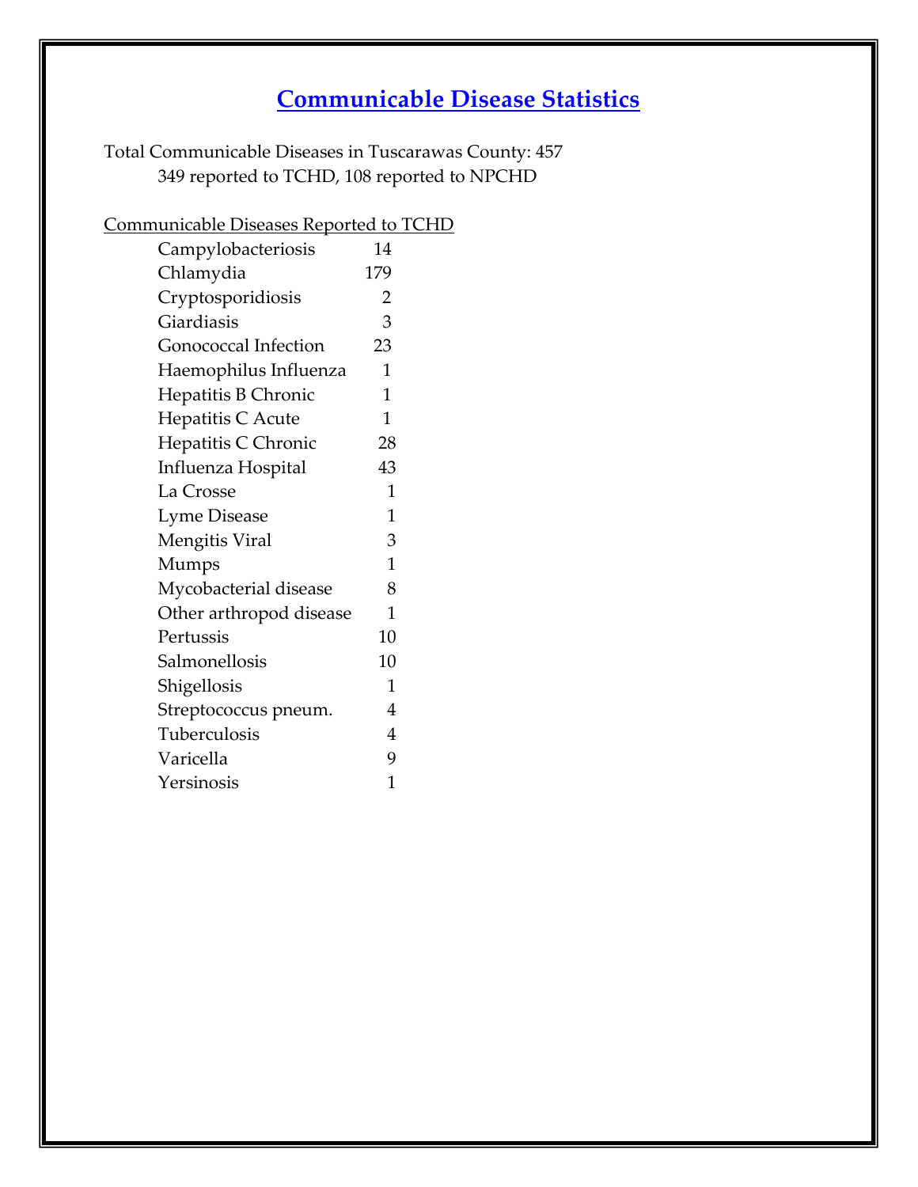# Communicable Disease Statistics

Total Communicable Diseases in Tuscarawas County: 457

349 reported to TCHD, 108 reported to NPCHD

Communicable Diseases Reported to TCHD

| Disease | Count |
|---|---|
| Campylobacteriosis | 14 |
| Chlamydia | 179 |
| Cryptosporidiosis | 2 |
| Giardiasis | 3 |
| Gonococcal Infection | 23 |
| Haemophilus Influenza | 1 |
| Hepatitis B Chronic | 1 |
| Hepatitis C Acute | 1 |
| Hepatitis C Chronic | 28 |
| Influenza Hospital | 43 |
| La Crosse | 1 |
| Lyme Disease | 1 |
| Mengitis Viral | 3 |
| Mumps | 1 |
| Mycobacterial disease | 8 |
| Other arthropod disease | 1 |
| Pertussis | 10 |
| Salmonellosis | 10 |
| Shigellosis | 1 |
| Streptococcus pneum. | 4 |
| Tuberculosis | 4 |
| Varicella | 9 |
| Yersinosis | 1 |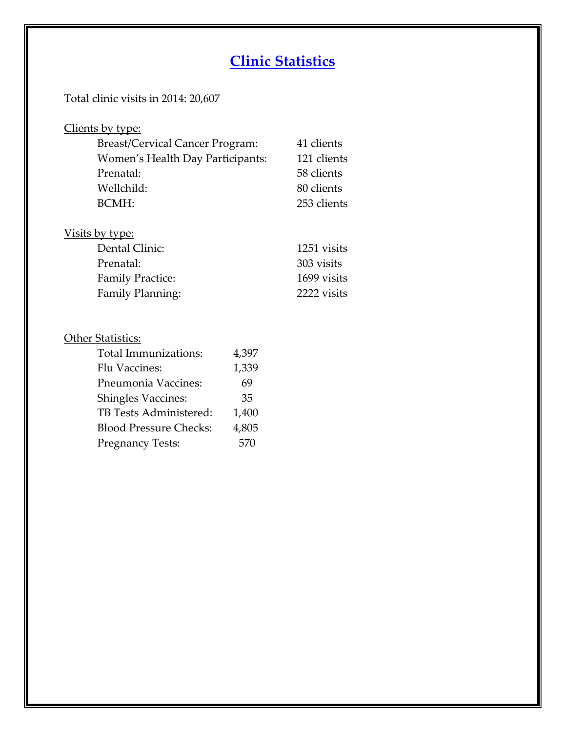# Clinic Statistics

Total clinic visits in 2014: 20,607

Clients by type:

| | |
|---|---|
| Breast/Cervical Cancer Program: | 41 clients |
| Women's Health Day Participants: | 121 clients |
| Prenatal: | 58 clients |
| Wellchild: | 80 clients |
| BCMH: | 253 clients |

Visits by type:

| | |
|---|---|
| Dental Clinic: | 1251 visits |
| Prenatal: | 303 visits |
| Family Practice: | 1699 visits |
| Family Planning: | 2222 visits |

Other Statistics:

| | |
|---|---|
| Total Immunizations: | 4,397 |
| Flu Vaccines: | 1,339 |
| Pneumonia Vaccines: | 69 |
| Shingles Vaccines: | 35 |
| TB Tests Administered: | 1,400 |
| Blood Pressure Checks: | 4,805 |
| Pregnancy Tests: | 570 |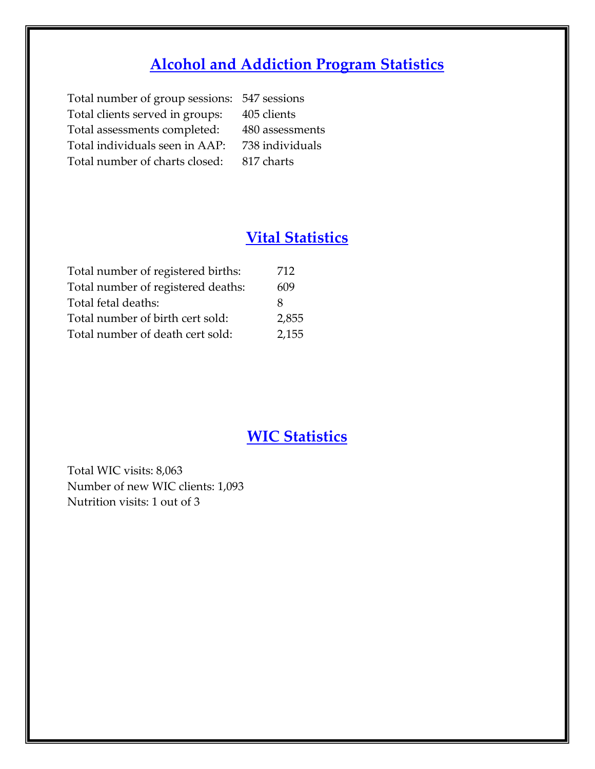## Alcohol and Addiction Program Statistics

| | |
|---|---|
| Total number of group sessions: | 547 sessions |
| Total clients served in groups: | 405 clients |
| Total assessments completed: | 480 assessments |
| Total individuals seen in AAP: | 738 individuals |
| Total number of charts closed: | 817 charts |

## Vital Statistics

| | |
|---|---|
| Total number of registered births: | 712 |
| Total number of registered deaths: | 609 |
| Total fetal deaths: | 8 |
| Total number of birth cert sold: | 2,855 |
| Total number of death cert sold: | 2,155 |

## WIC Statistics

Total WIC visits: 8,063
Number of new WIC clients: 1,093
Nutrition visits: 1 out of 3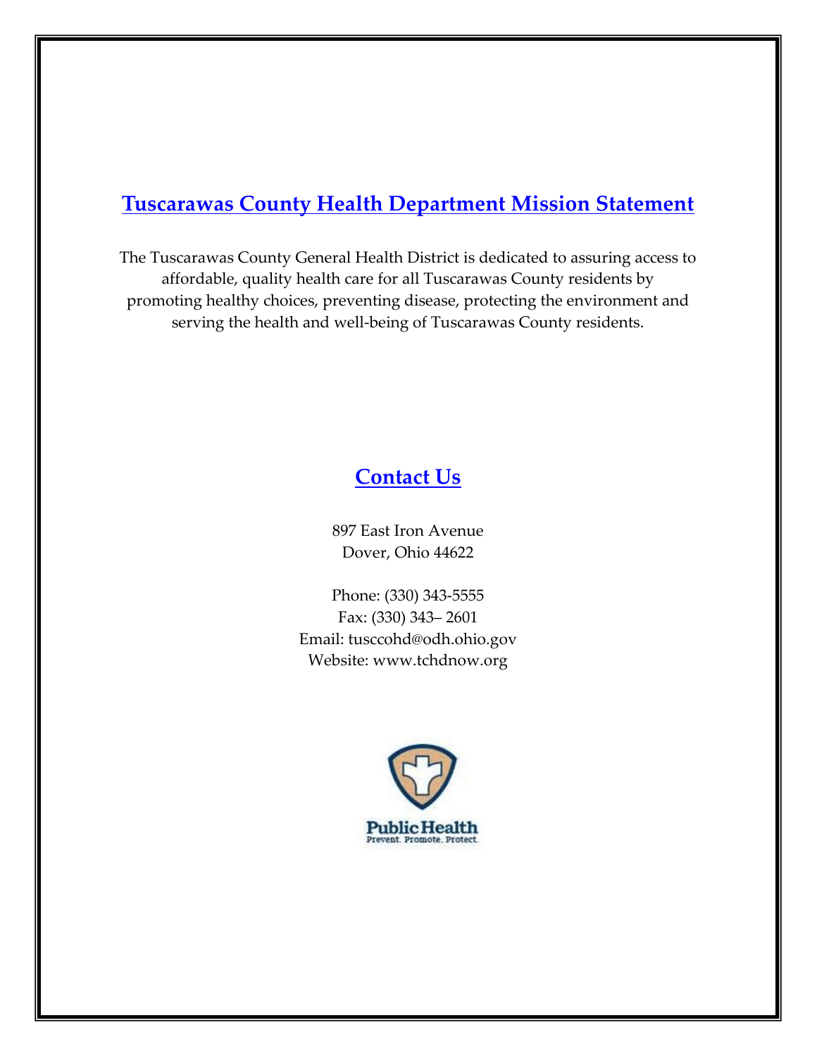## Tuscarawas County Health Department Mission Statement

The Tuscarawas County General Health District is dedicated to assuring access to affordable, quality health care for all Tuscarawas County residents by promoting healthy choices, preventing disease, protecting the environment and serving the health and well-being of Tuscarawas County residents.

## Contact Us

897 East Iron Avenue
Dover, Ohio 44622

Phone: (330) 343-5555
Fax: (330) 343– 2601
Email: tusccohd@odh.ohio.gov
Website: www.tchdnow.org

Public Health
Prevent. Promote. Protect.